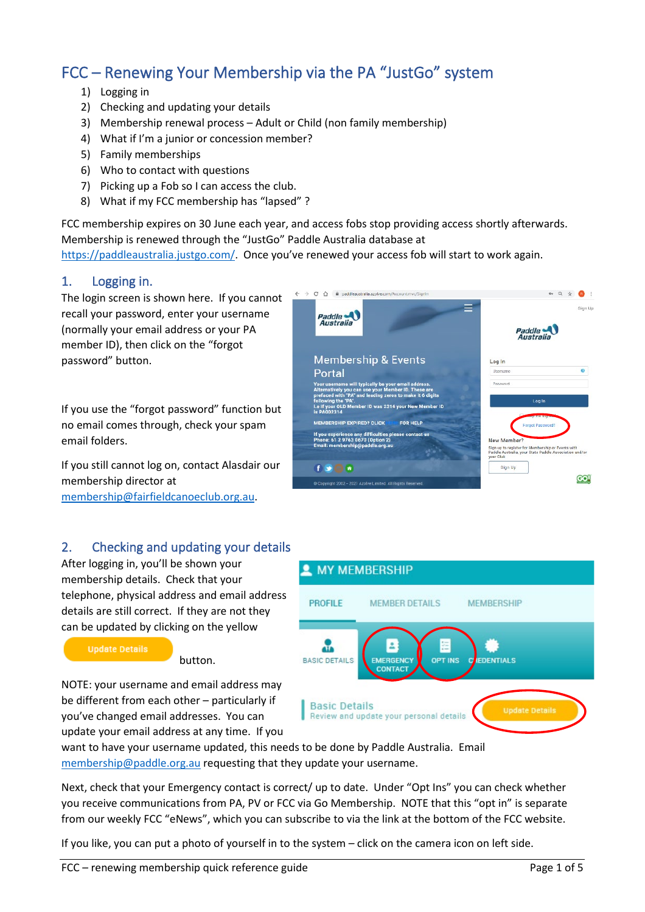# FCC – Renewing Your Membership via the PA "JustGo" system

1) Logging in
2) Checking and updating your details
3) Membership renewal process – Adult or Child (non family membership)
4) What if I'm a junior or concession member?
5) Family memberships
6) Who to contact with questions
7) Picking up a Fob so I can access the club.
8) What if my FCC membership has "lapsed" ?

FCC membership expires on 30 June each year, and access fobs stop providing access shortly afterwards. Membership is renewed through the "JustGo" Paddle Australia database at https://paddleaustralia.justgo.com/. Once you've renewed your access fob will start to work again.

## 1. Logging in.

The login screen is shown here. If you cannot recall your password, enter your username (normally your email address or your PA member ID), then click on the "forgot password" button.

If you use the "forgot password" function but no email comes through, check your spam email folders.

If you still cannot log on, contact Alasdair our membership director at membership@fairfieldcanoeclub.org.au.

## 2. Checking and updating your details

After logging in, you'll be shown your membership details. Check that your telephone, physical address and email address details are still correct. If they are not they can be updated by clicking on the yellow **Update Details** button.

NOTE: your username and email address may be different from each other – particularly if you've changed email addresses. You can update your email address at any time. If you want to have your username updated, this needs to be done by Paddle Australia. Email membership@paddle.org.au requesting that they update your username.

Next, check that your Emergency contact is correct/ up to date. Under "Opt Ins" you can check whether you receive communications from PA, PV or FCC via Go Membership. NOTE that this "opt in" is separate from our weekly FCC "eNews", which you can subscribe to via the link at the bottom of the FCC website.

If you like, you can put a photo of yourself in to the system – click on the camera icon on left side.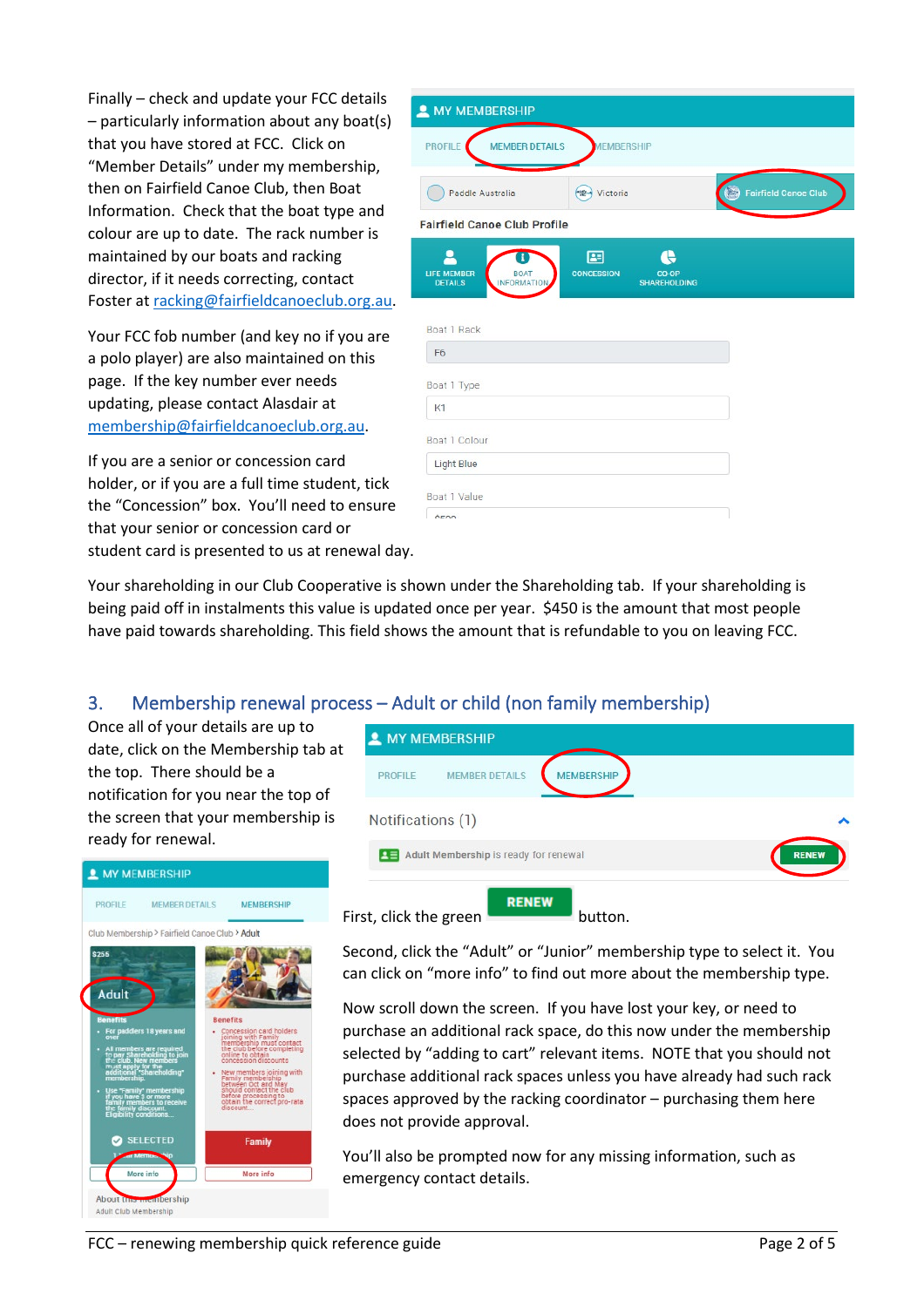Finally – check and update your FCC details – particularly information about any boat(s) that you have stored at FCC. Click on "Member Details" under my membership, then on Fairfield Canoe Club, then Boat Information. Check that the boat type and colour are up to date. The rack number is maintained by our boats and racking director, if it needs correcting, contact Foster at racking@fairfieldcanoeclub.org.au.

Your FCC fob number (and key no if you are a polo player) are also maintained on this page. If the key number ever needs updating, please contact Alasdair at membership@fairfieldcanoeclub.org.au.

If you are a senior or concession card holder, or if you are a full time student, tick the "Concession" box. You'll need to ensure that your senior or concession card or student card is presented to us at renewal day.

Your shareholding in our Club Cooperative is shown under the Shareholding tab. If your shareholding is being paid off in instalments this value is updated once per year. $450 is the amount that most people have paid towards shareholding. This field shows the amount that is refundable to you on leaving FCC.

## 3. Membership renewal process – Adult or child (non family membership)

Once all of your details are up to date, click on the Membership tab at the top. There should be a notification for you near the top of the screen that your membership is ready for renewal.

First, click the green RENEW button.

Second, click the "Adult" or "Junior" membership type to select it. You can click on "more info" to find out more about the membership type.

Now scroll down the screen. If you have lost your key, or need to purchase an additional rack space, do this now under the membership selected by "adding to cart" relevant items. NOTE that you should not purchase additional rack spaces unless you have already had such rack spaces approved by the racking coordinator – purchasing them here does not provide approval.

You'll also be prompted now for any missing information, such as emergency contact details.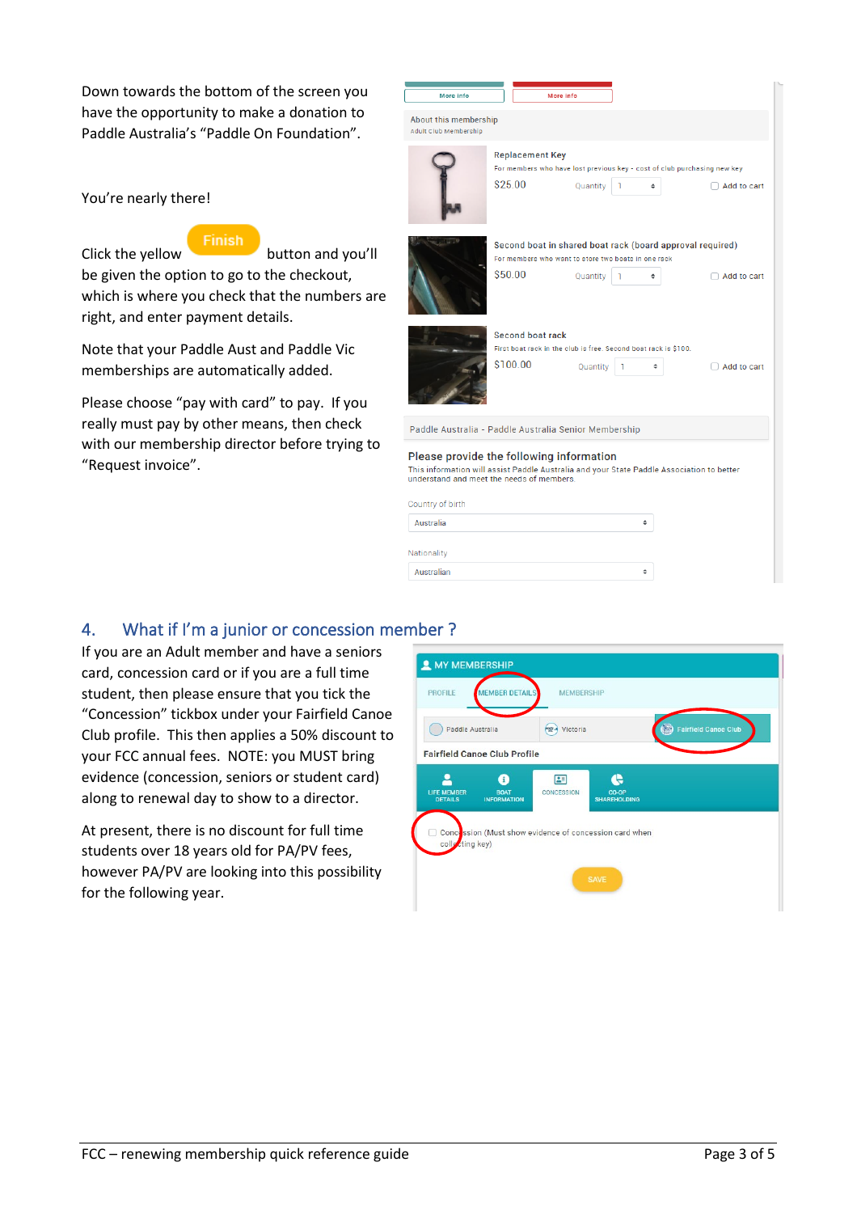Down towards the bottom of the screen you have the opportunity to make a donation to Paddle Australia's "Paddle On Foundation".

You're nearly there!

Click the yellow **Finish** button and you'll be given the option to go to the checkout, which is where you check that the numbers are right, and enter payment details.

Note that your Paddle Aust and Paddle Vic memberships are automatically added.

Please choose "pay with card" to pay. If you really must pay by other means, then check with our membership director before trying to "Request invoice".

## 4. What if I'm a junior or concession member ?

If you are an Adult member and have a seniors card, concession card or if you are a full time student, then please ensure that you tick the "Concession" tickbox under your Fairfield Canoe Club profile. This then applies a 50% discount to your FCC annual fees. NOTE: you MUST bring evidence (concession, seniors or student card) along to renewal day to show to a director.

At present, there is no discount for full time students over 18 years old for PA/PV fees, however PA/PV are looking into this possibility for the following year.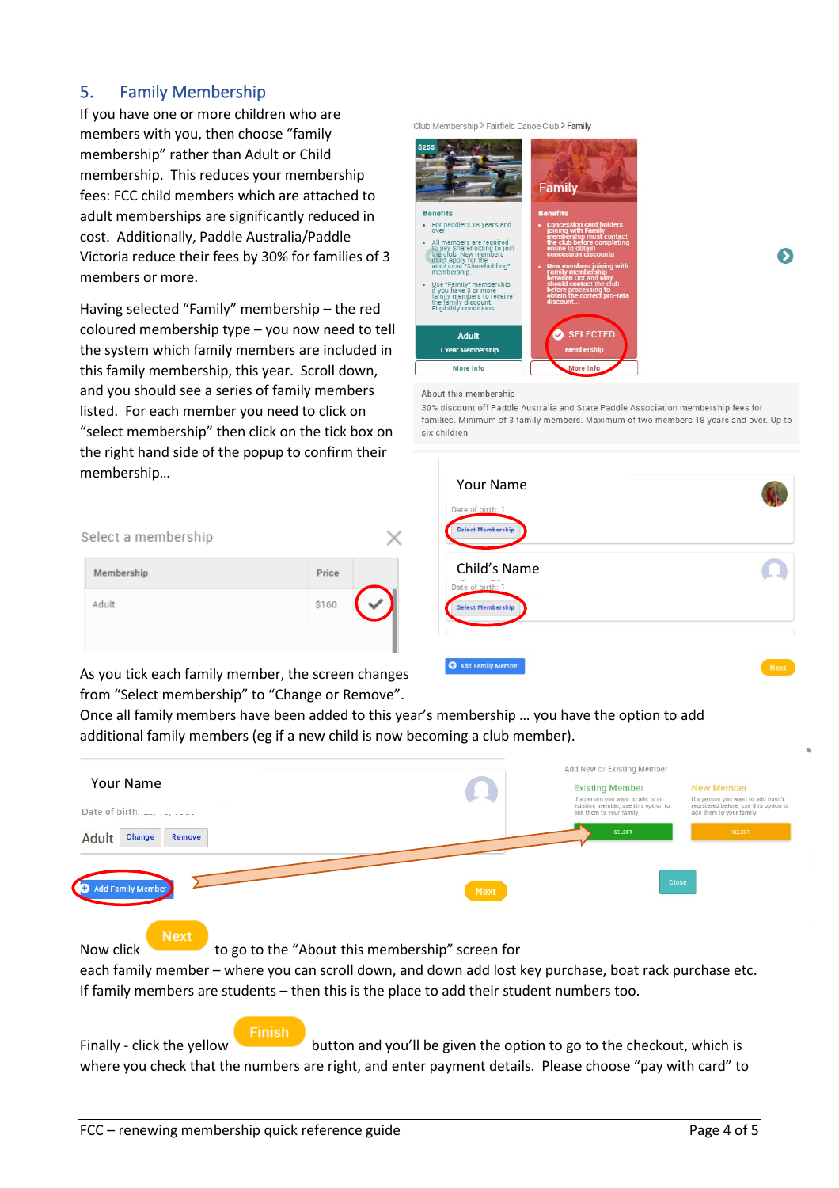## 5. Family Membership

If you have one or more children who are members with you, then choose "family membership" rather than Adult or Child membership. This reduces your membership fees: FCC child members which are attached to adult memberships are significantly reduced in cost. Additionally, Paddle Australia/Paddle Victoria reduce their fees by 30% for families of 3 members or more.

Having selected "Family" membership – the red coloured membership type – you now need to tell the system which family members are included in this family membership, this year. Scroll down, and you should see a series of family members listed. For each member you need to click on "select membership" then click on the tick box on the right hand side of the popup to confirm their membership…

As you tick each family member, the screen changes from "Select membership" to "Change or Remove". Once all family members have been added to this year's membership … you have the option to add additional family members (eg if a new child is now becoming a club member).

Now click **Next** to go to the "About this membership" screen for each family member – where you can scroll down, and down add lost key purchase, boat rack purchase etc. If family members are students – then this is the place to add their student numbers too.

Finally - click the yellow **Finish** button and you'll be given the option to go to the checkout, which is where you check that the numbers are right, and enter payment details. Please choose "pay with card" to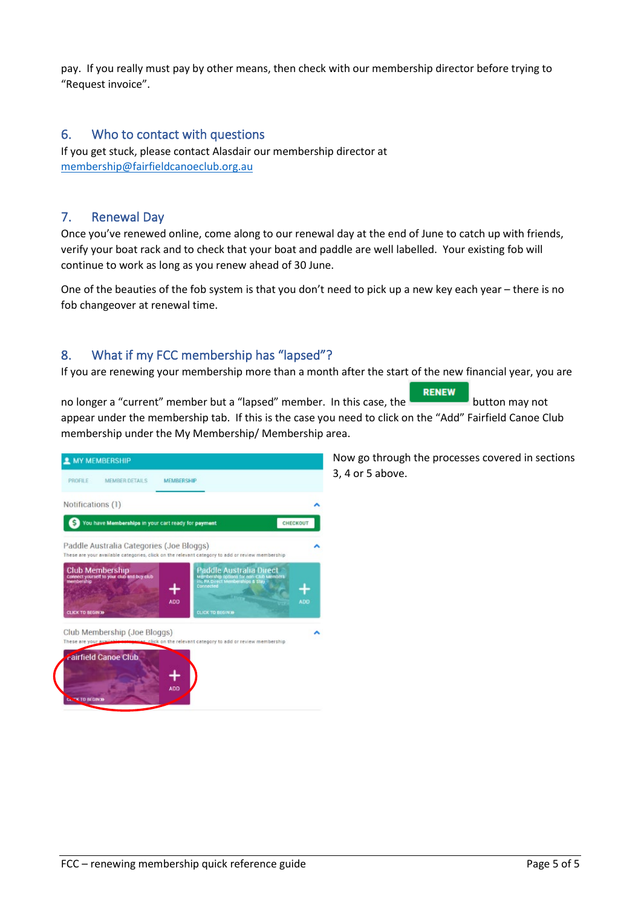pay. If you really must pay by other means, then check with our membership director before trying to "Request invoice".

## 6. Who to contact with questions

If you get stuck, please contact Alasdair our membership director at membership@fairfieldcanoeclub.org.au

## 7. Renewal Day

Once you've renewed online, come along to our renewal day at the end of June to catch up with friends, verify your boat rack and to check that your boat and paddle are well labelled. Your existing fob will continue to work as long as you renew ahead of 30 June.

One of the beauties of the fob system is that you don't need to pick up a new key each year – there is no fob changeover at renewal time.

## 8. What if my FCC membership has "lapsed"?

If you are renewing your membership more than a month after the start of the new financial year, you are no longer a "current" member but a "lapsed" member. In this case, the RENEW button may not appear under the membership tab. If this is the case you need to click on the "Add" Fairfield Canoe Club membership under the My Membership/ Membership area.

Now go through the processes covered in sections 3, 4 or 5 above.